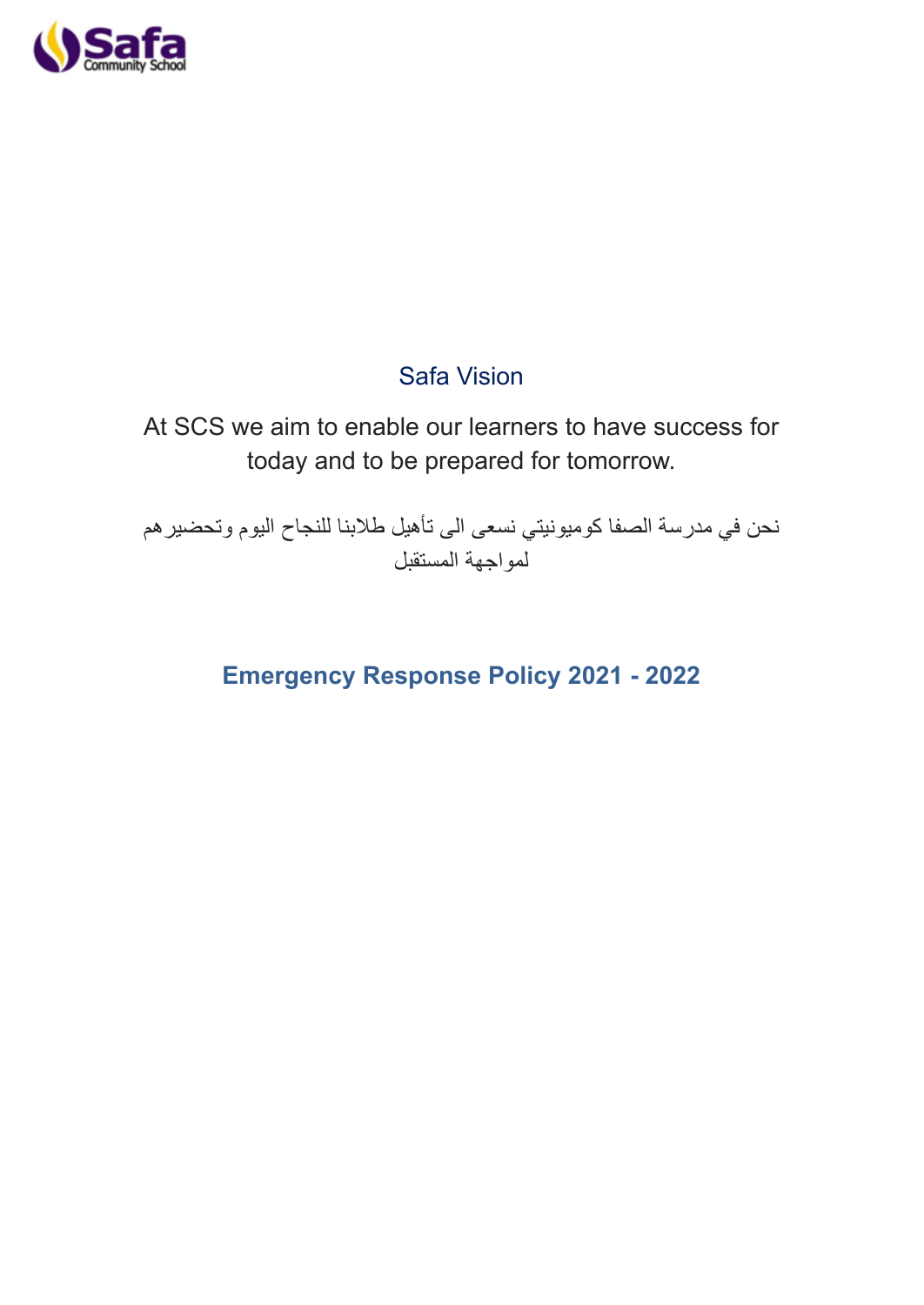Safa Community School

## Safa Vision

At SCS we aim to enable our learners to have success for today and to be prepared for tomorrow.

نحن في مدرسة الصفا كوميونيتي نسعى الى تأهيل طلابنا للنجاح اليوم وتحضيرهم لمواجهة المستقبل

# Emergency Response Policy 2021 - 2022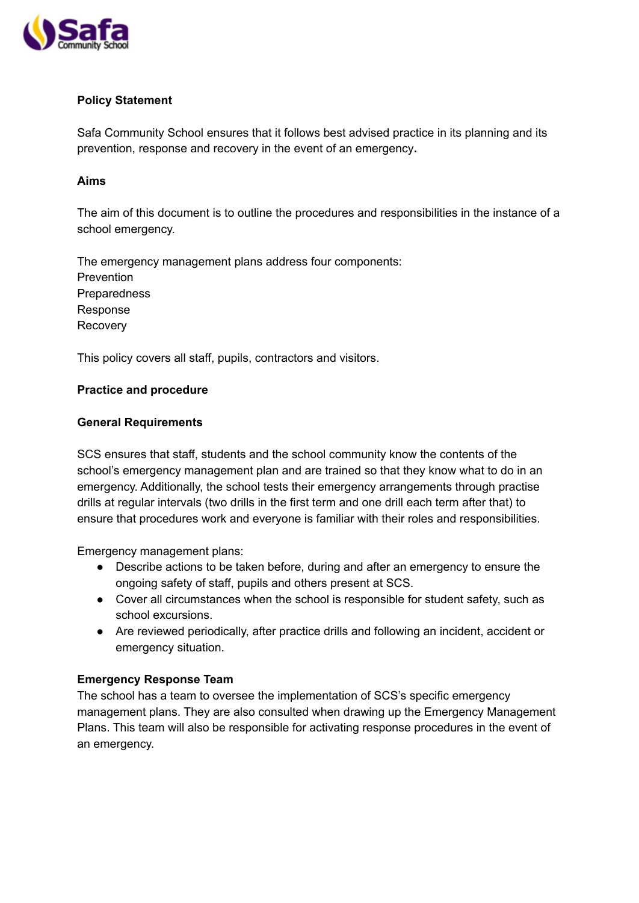**Policy Statement**

Safa Community School ensures that it follows best advised practice in its planning and its prevention, response and recovery in the event of an emergency**.**

**Aims**

The aim of this document is to outline the procedures and responsibilities in the instance of a school emergency.

The emergency management plans address four components:
Prevention
Preparedness
Response
Recovery

This policy covers all staff, pupils, contractors and visitors.

**Practice and procedure**

**General Requirements**

SCS ensures that staff, students and the school community know the contents of the school's emergency management plan and are trained so that they know what to do in an emergency. Additionally, the school tests their emergency arrangements through practise drills at regular intervals (two drills in the first term and one drill each term after that) to ensure that procedures work and everyone is familiar with their roles and responsibilities.

Emergency management plans:

- Describe actions to be taken before, during and after an emergency to ensure the ongoing safety of staff, pupils and others present at SCS.
- Cover all circumstances when the school is responsible for student safety, such as school excursions.
- Are reviewed periodically, after practice drills and following an incident, accident or emergency situation.

**Emergency Response Team**
The school has a team to oversee the implementation of SCS's specific emergency management plans. They are also consulted when drawing up the Emergency Management Plans. This team will also be responsible for activating response procedures in the event of an emergency.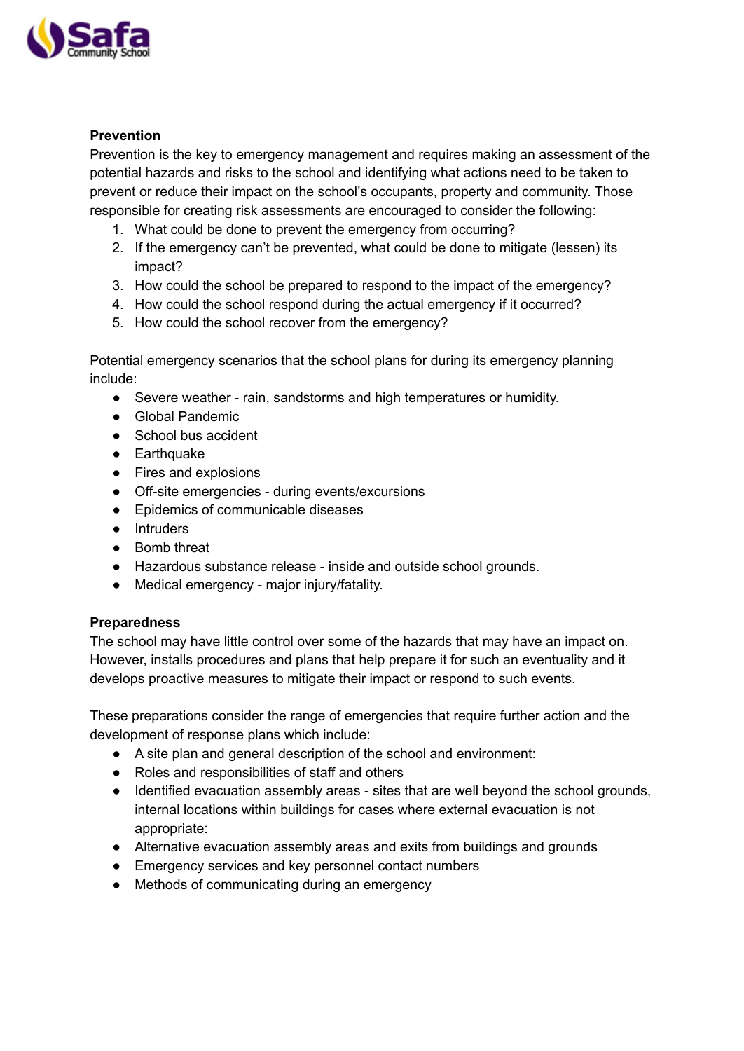**Prevention**

Prevention is the key to emergency management and requires making an assessment of the potential hazards and risks to the school and identifying what actions need to be taken to prevent or reduce their impact on the school's occupants, property and community. Those responsible for creating risk assessments are encouraged to consider the following:

1. What could be done to prevent the emergency from occurring?
2. If the emergency can't be prevented, what could be done to mitigate (lessen) its impact?
3. How could the school be prepared to respond to the impact of the emergency?
4. How could the school respond during the actual emergency if it occurred?
5. How could the school recover from the emergency?

Potential emergency scenarios that the school plans for during its emergency planning include:

- Severe weather - rain, sandstorms and high temperatures or humidity.
- Global Pandemic
- School bus accident
- Earthquake
- Fires and explosions
- Off-site emergencies - during events/excursions
- Epidemics of communicable diseases
- Intruders
- Bomb threat
- Hazardous substance release - inside and outside school grounds.
- Medical emergency - major injury/fatality.

**Preparedness**

The school may have little control over some of the hazards that may have an impact on. However, installs procedures and plans that help prepare it for such an eventuality and it develops proactive measures to mitigate their impact or respond to such events.

These preparations consider the range of emergencies that require further action and the development of response plans which include:

- A site plan and general description of the school and environment:
- Roles and responsibilities of staff and others
- Identified evacuation assembly areas - sites that are well beyond the school grounds, internal locations within buildings for cases where external evacuation is not appropriate:
- Alternative evacuation assembly areas and exits from buildings and grounds
- Emergency services and key personnel contact numbers
- Methods of communicating during an emergency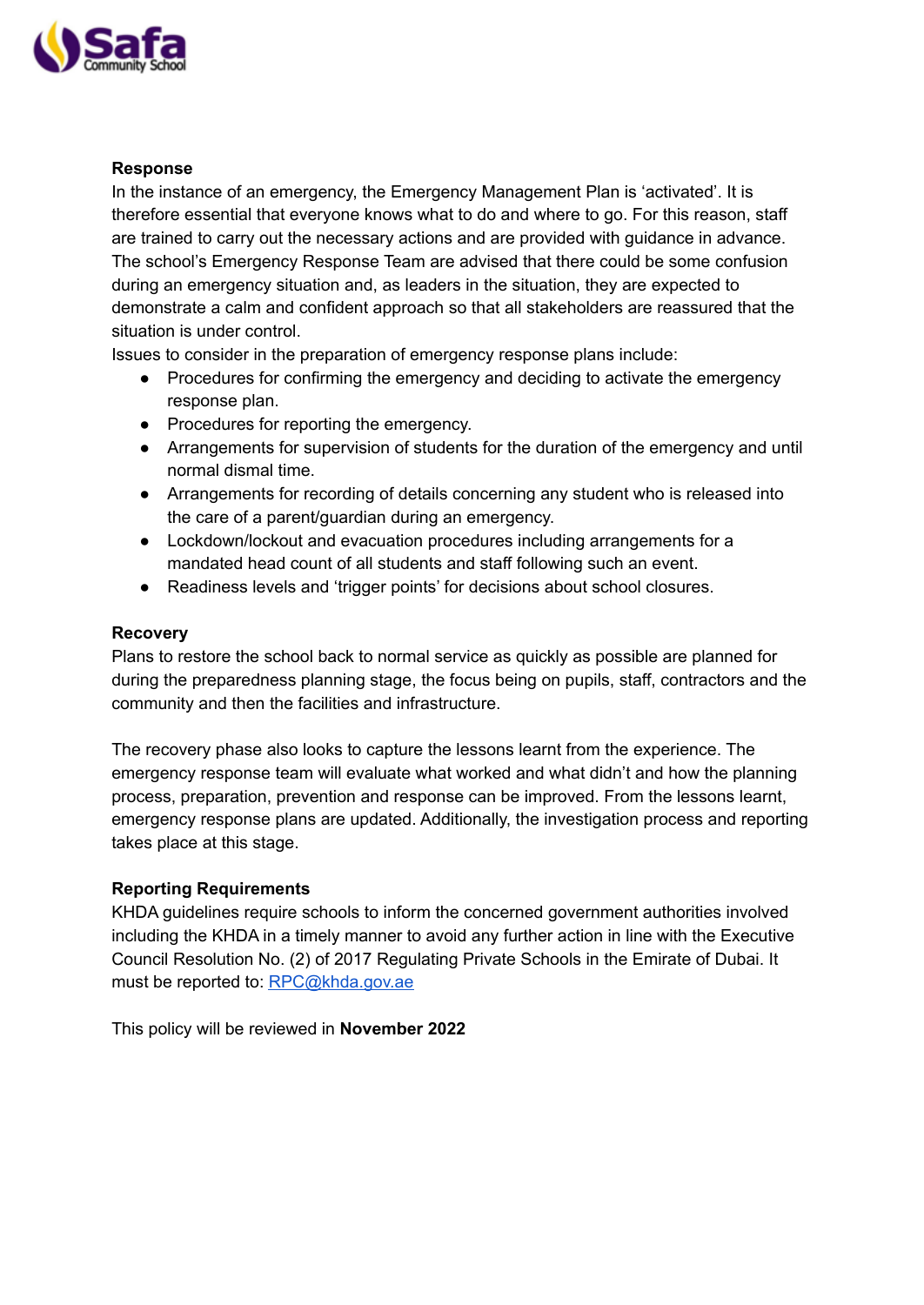**Response**

In the instance of an emergency, the Emergency Management Plan is 'activated'. It is therefore essential that everyone knows what to do and where to go. For this reason, staff are trained to carry out the necessary actions and are provided with guidance in advance. The school's Emergency Response Team are advised that there could be some confusion during an emergency situation and, as leaders in the situation, they are expected to demonstrate a calm and confident approach so that all stakeholders are reassured that the situation is under control.

Issues to consider in the preparation of emergency response plans include:

- Procedures for confirming the emergency and deciding to activate the emergency response plan.
- Procedures for reporting the emergency.
- Arrangements for supervision of students for the duration of the emergency and until normal dismal time.
- Arrangements for recording of details concerning any student who is released into the care of a parent/guardian during an emergency.
- Lockdown/lockout and evacuation procedures including arrangements for a mandated head count of all students and staff following such an event.
- Readiness levels and 'trigger points' for decisions about school closures.

**Recovery**

Plans to restore the school back to normal service as quickly as possible are planned for during the preparedness planning stage, the focus being on pupils, staff, contractors and the community and then the facilities and infrastructure.

The recovery phase also looks to capture the lessons learnt from the experience. The emergency response team will evaluate what worked and what didn't and how the planning process, preparation, prevention and response can be improved. From the lessons learnt, emergency response plans are updated. Additionally, the investigation process and reporting takes place at this stage.

**Reporting Requirements**

KHDA guidelines require schools to inform the concerned government authorities involved including the KHDA in a timely manner to avoid any further action in line with the Executive Council Resolution No. (2) of 2017 Regulating Private Schools in the Emirate of Dubai. It must be reported to: RPC@khda.gov.ae

This policy will be reviewed in **November 2022**